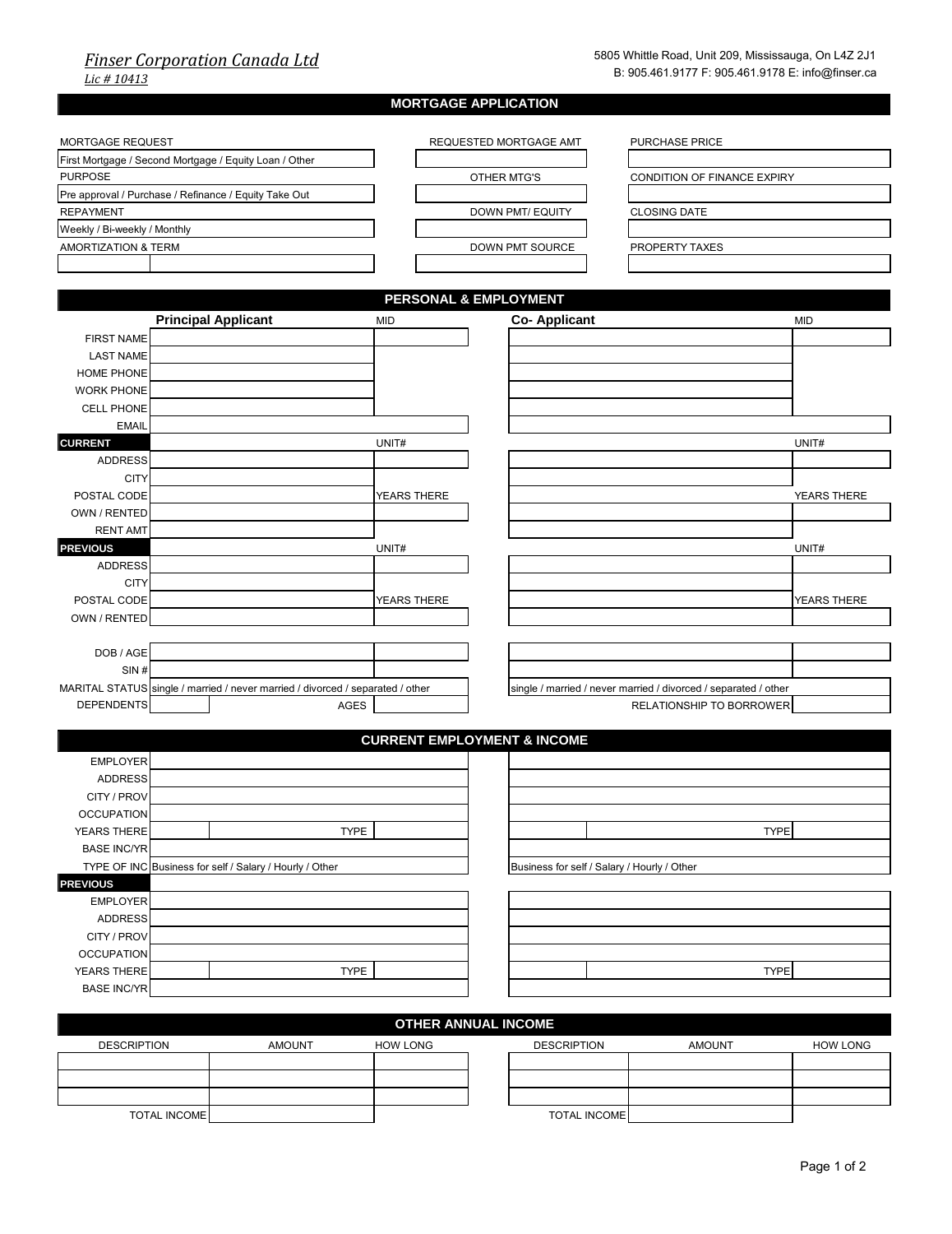*Finser Corporation Canada Ltd*

*Lic # 10413*

5805 Whittle Road, Unit 209, Mississauga, On L4Z 2J1
B: 905.461.9177 F: 905.461.9178 E: info@finser.ca

# MORTGAGE APPLICATION

| MORTGAGE REQUEST | REQUESTED MORTGAGE AMT | PURCHASE PRICE |
|---|---|---|
| First Mortgage / Second Mortgage / Equity Loan / Other | | |
| PURPOSE | OTHER MTG'S | CONDITION OF FINANCE EXPIRY |
| Pre approval / Purchase / Refinance / Equity Take Out | | |
| REPAYMENT | DOWN PMT/ EQUITY | CLOSING DATE |
| Weekly / Bi-weekly / Monthly | | |
| AMORTIZATION & TERM | DOWN PMT SOURCE | PROPERTY TAXES |
| | | |

## PERSONAL & EMPLOYMENT

| | Principal Applicant | MID | Co- Applicant | MID |
|---|---|---|---|---|
| FIRST NAME | | | | |
| LAST NAME | | | | |
| HOME PHONE | | | | |
| WORK PHONE | | | | |
| CELL PHONE | | | | |
| EMAIL | | | | |
| **CURRENT** | | UNIT# | | UNIT# |
| ADDRESS | | | | |
| CITY | | | | |
| POSTAL CODE | | YEARS THERE | | YEARS THERE |
| OWN / RENTED | | | | |
| RENT AMT | | | | |
| **PREVIOUS** | | UNIT# | | UNIT# |
| ADDRESS | | | | |
| CITY | | | | |
| POSTAL CODE | | YEARS THERE | | YEARS THERE |
| OWN / RENTED | | | | |
| DOB / AGE | | | | |
| SIN # | | | | |
| MARITAL STATUS | single / married / never married / divorced / separated / other | | single / married / never married / divorced / separated / other | |
| DEPENDENTS | | AGES | RELATIONSHIP TO BORROWER | |

## CURRENT EMPLOYMENT & INCOME

| | Principal Applicant | | Co- Applicant | |
|---|---|---|---|---|
| EMPLOYER | | | | |
| ADDRESS | | | | |
| CITY / PROV | | | | |
| OCCUPATION | | | | |
| YEARS THERE | | TYPE | | TYPE |
| BASE INC/YR | | | | |
| TYPE OF INC | Business for self / Salary / Hourly / Other | | Business for self / Salary / Hourly / Other | |
| **PREVIOUS** | | | | |
| EMPLOYER | | | | |
| ADDRESS | | | | |
| CITY / PROV | | | | |
| OCCUPATION | | | | |
| YEARS THERE | | TYPE | | TYPE |
| BASE INC/YR | | | | |

## OTHER ANNUAL INCOME

| DESCRIPTION | AMOUNT | HOW LONG | DESCRIPTION | AMOUNT | HOW LONG |
|---|---|---|---|---|---|
| | | | | | |
| | | | | | |
| | | | | | |
| TOTAL INCOME | | | TOTAL INCOME | | |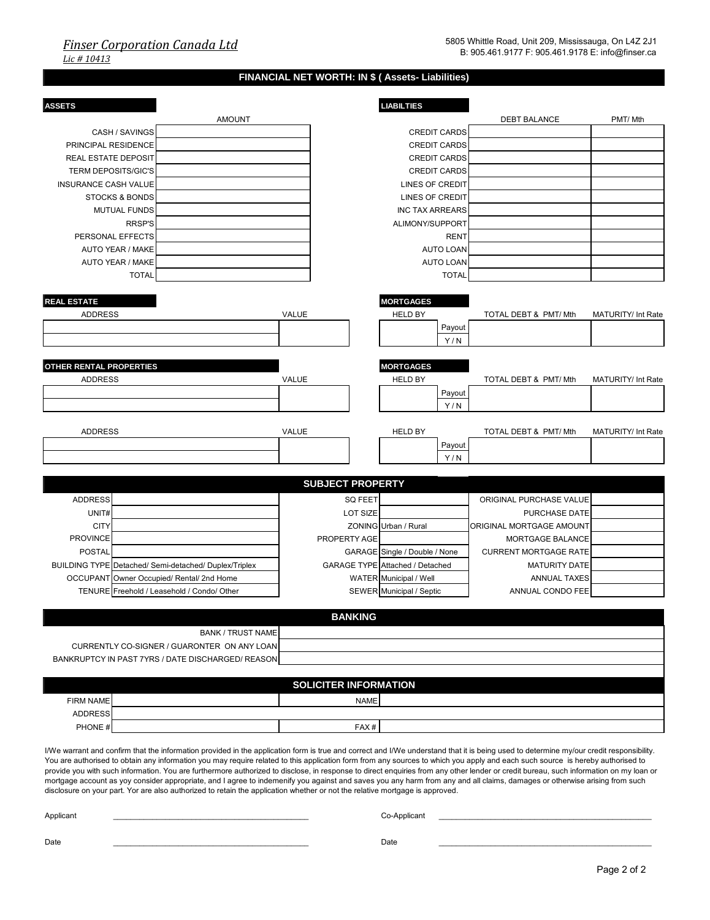*Finser Corporation Canada Ltd*
*Lic # 10413*

5805 Whittle Road, Unit 209, Mississauga, On L4Z 2J1
B: 905.461.9177 F: 905.461.9178 E: info@finser.ca

## FINANCIAL NET WORTH: IN $ ( Assets- Liabilities)

| ASSETS | AMOUNT |
|---|---|
| CASH / SAVINGS | |
| PRINCIPAL RESIDENCE | |
| REAL ESTATE DEPOSIT | |
| TERM DEPOSITS/GIC'S | |
| INSURANCE CASH VALUE | |
| STOCKS & BONDS | |
| MUTUAL FUNDS | |
| RRSP'S | |
| PERSONAL EFFECTS | |
| AUTO YEAR / MAKE | |
| AUTO YEAR / MAKE | |
| TOTAL | |

| LIABILTIES | DEBT BALANCE | PMT/ Mth |
|---|---|---|
| CREDIT CARDS | | |
| CREDIT CARDS | | |
| CREDIT CARDS | | |
| CREDIT CARDS | | |
| LINES OF CREDIT | | |
| LINES OF CREDIT | | |
| INC TAX ARREARS | | |
| ALIMONY/SUPPORT | | |
| RENT | | |
| AUTO LOAN | | |
| AUTO LOAN | | |
| TOTAL | | |

**REAL ESTATE**

| ADDRESS | VALUE |
|---|---|
| | |
| | |

**MORTGAGES**

| HELD BY | | TOTAL DEBT & PMT/ Mth | MATURITY/ Int Rate |
|---|---|---|---|
| | Payout | | |
| | Y / N | | |

**OTHER RENTAL PROPERTIES**

| ADDRESS | VALUE |
|---|---|
| | |
| | |

**MORTGAGES**

| HELD BY | | TOTAL DEBT & PMT/ Mth | MATURITY/ Int Rate |
|---|---|---|---|
| | Payout | | |
| | Y / N | | |

| ADDRESS | VALUE |
|---|---|
| | |
| | |

| HELD BY | | TOTAL DEBT & PMT/ Mth | MATURITY/ Int Rate |
|---|---|---|---|
| | Payout | | |
| | Y / N | | |

## SUBJECT PROPERTY

| | | | | | |
|---|---|---|---|---|---|
| ADDRESS | | SQ FEET | | ORIGINAL PURCHASE VALUE | |
| UNIT# | | LOT SIZE | | PURCHASE DATE | |
| CITY | | ZONING | Urban / Rural | ORIGINAL MORTGAGE AMOUNT | |
| PROVINCE | | PROPERTY AGE | | MORTGAGE BALANCE | |
| POSTAL | | GARAGE | Single / Double / None | CURRENT MORTGAGE RATE | |
| BUILDING TYPE | Detached/ Semi-detached/ Duplex/Triplex | GARAGE TYPE | Attached / Detached | MATURITY DATE | |
| OCCUPANT | Owner Occupied/ Rental/ 2nd Home | WATER | Municipal / Well | ANNUAL TAXES | |
| TENURE | Freehold / Leasehold / Condo/ Other | SEWER | Municipal / Septic | ANNUAL CONDO FEE | |

## BANKING

| | |
|---|---|
| BANK / TRUST NAME | |
| CURRENTLY CO-SIGNER / GUARONTER ON ANY LOAN | |
| BANKRUPTCY IN PAST 7YRS / DATE DISCHARGED/ REASON | |

## SOLICITER INFORMATION

| | | | |
|---|---|---|---|
| FIRM NAME | | NAME | |
| ADDRESS | | | |
| PHONE # | | FAX # | |

I/We warrant and confirm that the information provided in the application form is true and correct and I/We understand that it is being used to determine my/our credit responsibility. You are authorised to obtain any information you may require related to this application form from any sources to which you apply and each such source is hereby authorised to provide you with such information. You are furthermore authorized to disclose, in response to direct enquiries from any other lender or credit bureau, such information on my loan or mortgage account as yoy consider appropriate, and I agree to indemenify you against and saves you any harm from any and all claims, damages or otherwise arising from such disclosure on your part. Yor are also authorized to retain the application whether or not the relative mortgage is approved.

Applicant \_\_\_\_\_\_\_\_\_\_\_\_\_\_\_\_\_\_\_\_\_\_\_\_\_\_\_\_\_\_\_\_\_\_\_\_ Co-Applicant \_\_\_\_\_\_\_\_\_\_\_\_\_\_\_\_\_\_\_\_\_\_\_\_\_\_\_\_\_\_\_\_\_\_\_\_

Date \_\_\_\_\_\_\_\_\_\_\_\_\_\_\_\_\_\_\_\_\_\_\_\_\_\_\_\_\_\_\_\_\_\_\_\_ Date \_\_\_\_\_\_\_\_\_\_\_\_\_\_\_\_\_\_\_\_\_\_\_\_\_\_\_\_\_\_\_\_\_\_\_\_